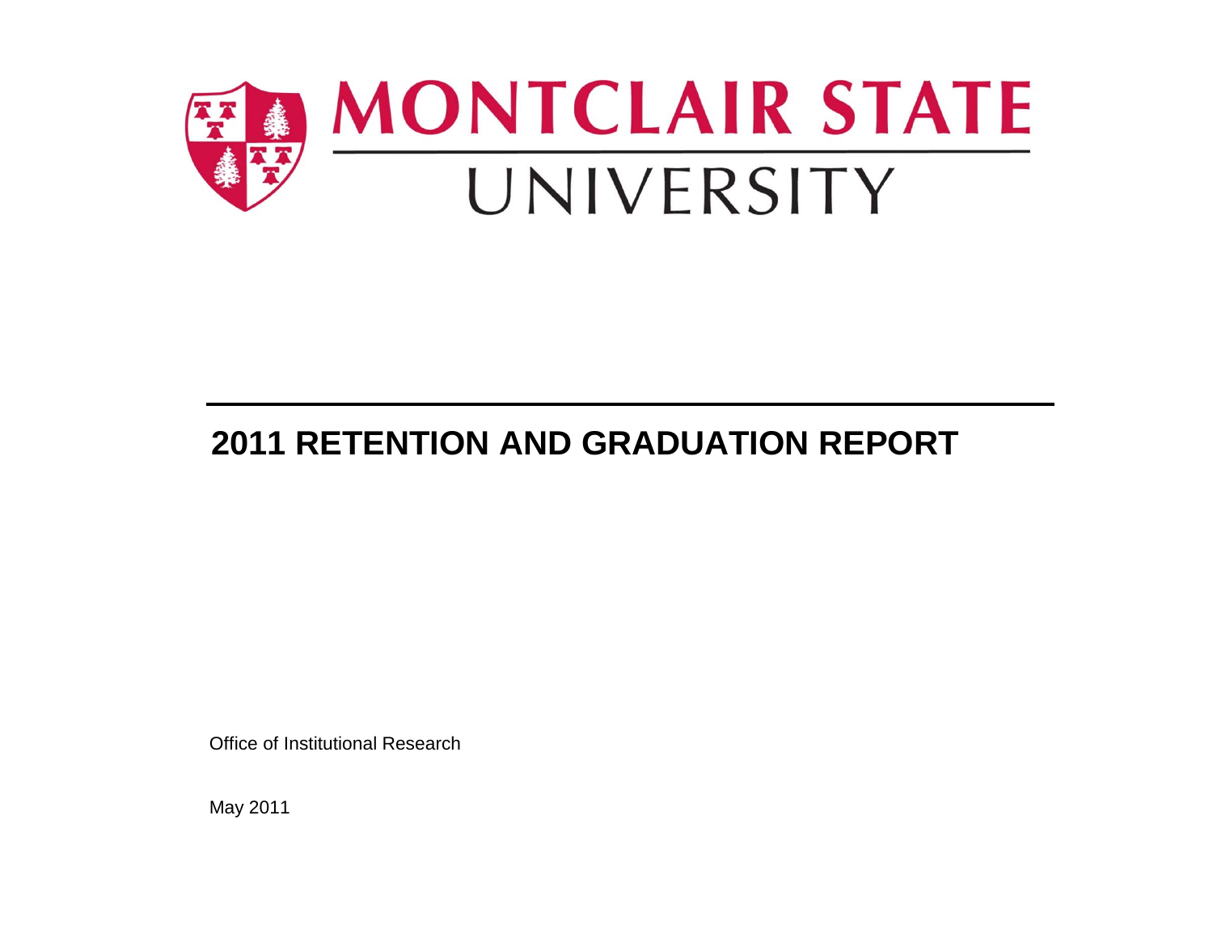MONTCLAIR STATE UNIVERSITY

# 2011 RETENTION AND GRADUATION REPORT

Office of Institutional Research

May 2011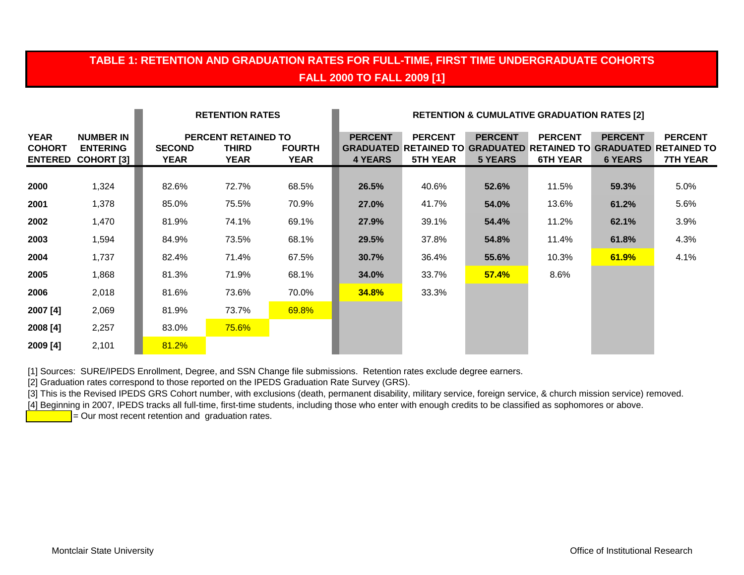## TABLE 1: RETENTION AND GRADUATION RATES FOR FULL-TIME, FIRST TIME UNDERGRADUATE COHORTS FALL 2000 TO FALL 2009 [1]

| | | RETENTION RATES | | | RETENTION & CUMULATIVE GRADUATION RATES [2] | | | | | |
|---|---|---|---|---|---|---|---|---|---|---|
| | | PERCENT RETAINED TO | | | | | | | | |
| YEAR COHORT ENTERED | NUMBER IN ENTERING COHORT [3] | SECOND YEAR | THIRD YEAR | FOURTH YEAR | PERCENT GRADUATED 4 YEARS | PERCENT RETAINED TO 5TH YEAR | PERCENT GRADUATED 5 YEARS | PERCENT RETAINED TO 6TH YEAR | PERCENT GRADUATED 6 YEARS | PERCENT RETAINED TO 7TH YEAR |
| **2000** | 1,324 | 82.6% | 72.7% | 68.5% | **26.5%** | 40.6% | **52.6%** | 11.5% | **59.3%** | 5.0% |
| **2001** | 1,378 | 85.0% | 75.5% | 70.9% | **27.0%** | 41.7% | **54.0%** | 13.6% | **61.2%** | 5.6% |
| **2002** | 1,470 | 81.9% | 74.1% | 69.1% | **27.9%** | 39.1% | **54.4%** | 11.2% | **62.1%** | 3.9% |
| **2003** | 1,594 | 84.9% | 73.5% | 68.1% | **29.5%** | 37.8% | **54.8%** | 11.4% | **61.8%** | 4.3% |
| **2004** | 1,737 | 82.4% | 71.4% | 67.5% | **30.7%** | 36.4% | **55.6%** | 10.3% | **61.9%** | 4.1% |
| **2005** | 1,868 | 81.3% | 71.9% | 68.1% | **34.0%** | 33.7% | **57.4%** | 8.6% | | |
| **2006** | 2,018 | 81.6% | 73.6% | 70.0% | **34.8%** | 33.3% | | | | |
| **2007 [4]** | 2,069 | 81.9% | 73.7% | 69.8% | | | | | | |
| **2008 [4]** | 2,257 | 83.0% | 75.6% | | | | | | | |
| **2009 [4]** | 2,101 | 81.2% | | | | | | | | |

[1] Sources: SURE/IPEDS Enrollment, Degree, and SSN Change file submissions. Retention rates exclude degree earners.

[2] Graduation rates correspond to those reported on the IPEDS Graduation Rate Survey (GRS).

[3] This is the Revised IPEDS GRS Cohort number, with exclusions (death, permanent disability, military service, foreign service, & church mission service) removed.

[4] Beginning in 2007, IPEDS tracks all full-time, first-time students, including those who enter with enough credits to be classified as sophomores or above.

(highlighted) = Our most recent retention and graduation rates.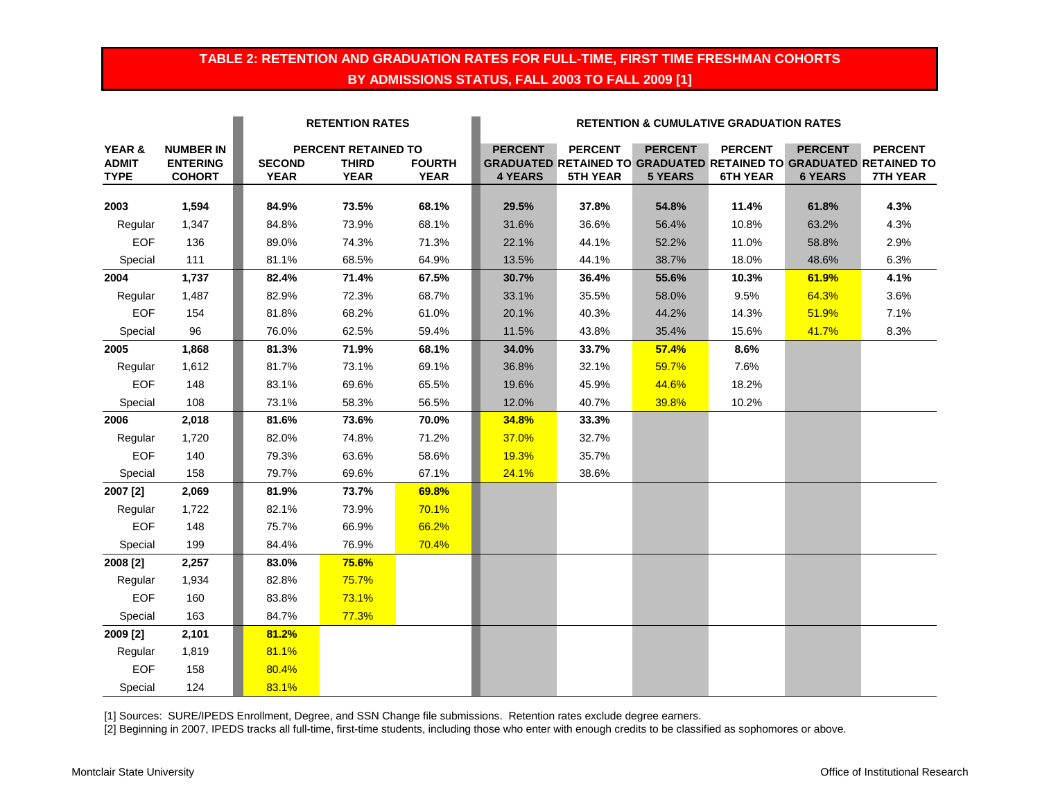# TABLE 2: RETENTION AND GRADUATION RATES FOR FULL-TIME, FIRST TIME FRESHMAN COHORTS BY ADMISSIONS STATUS, FALL 2003 TO FALL 2009 [1]

| | | RETENTION RATES | | | RETENTION & CUMULATIVE GRADUATION RATES | | | | | |
|---|---|---|---|---|---|---|---|---|---|---|
| | | PERCENT RETAINED TO | | | | | | | | |
| YEAR & ADMIT TYPE | NUMBER IN ENTERING COHORT | SECOND YEAR | THIRD YEAR | FOURTH YEAR | PERCENT GRADUATED 4 YEARS | PERCENT RETAINED TO 5TH YEAR | PERCENT GRADUATED 5 YEARS | PERCENT RETAINED TO 6TH YEAR | PERCENT GRADUATED 6 YEARS | PERCENT RETAINED TO 7TH YEAR |
| **2003** | **1,594** | **84.9%** | **73.5%** | **68.1%** | **29.5%** | **37.8%** | **54.8%** | **11.4%** | **61.8%** | **4.3%** |
| Regular | 1,347 | 84.8% | 73.9% | 68.1% | 31.6% | 36.6% | 56.4% | 10.8% | 63.2% | 4.3% |
| EOF | 136 | 89.0% | 74.3% | 71.3% | 22.1% | 44.1% | 52.2% | 11.0% | 58.8% | 2.9% |
| Special | 111 | 81.1% | 68.5% | 64.9% | 13.5% | 44.1% | 38.7% | 18.0% | 48.6% | 6.3% |
| **2004** | **1,737** | **82.4%** | **71.4%** | **67.5%** | **30.7%** | **36.4%** | **55.6%** | **10.3%** | **61.9%** | **4.1%** |
| Regular | 1,487 | 82.9% | 72.3% | 68.7% | 33.1% | 35.5% | 58.0% | 9.5% | 64.3% | 3.6% |
| EOF | 154 | 81.8% | 68.2% | 61.0% | 20.1% | 40.3% | 44.2% | 14.3% | 51.9% | 7.1% |
| Special | 96 | 76.0% | 62.5% | 59.4% | 11.5% | 43.8% | 35.4% | 15.6% | 41.7% | 8.3% |
| **2005** | **1,868** | **81.3%** | **71.9%** | **68.1%** | **34.0%** | **33.7%** | **57.4%** | **8.6%** | | |
| Regular | 1,612 | 81.7% | 73.1% | 69.1% | 36.8% | 32.1% | 59.7% | 7.6% | | |
| EOF | 148 | 83.1% | 69.6% | 65.5% | 19.6% | 45.9% | 44.6% | 18.2% | | |
| Special | 108 | 73.1% | 58.3% | 56.5% | 12.0% | 40.7% | 39.8% | 10.2% | | |
| **2006** | **2,018** | **81.6%** | **73.6%** | **70.0%** | **34.8%** | **33.3%** | | | | |
| Regular | 1,720 | 82.0% | 74.8% | 71.2% | 37.0% | 32.7% | | | | |
| EOF | 140 | 79.3% | 63.6% | 58.6% | 19.3% | 35.7% | | | | |
| Special | 158 | 79.7% | 69.6% | 67.1% | 24.1% | 38.6% | | | | |
| **2007 [2]** | **2,069** | **81.9%** | **73.7%** | **69.8%** | | | | | | |
| Regular | 1,722 | 82.1% | 73.9% | 70.1% | | | | | | |
| EOF | 148 | 75.7% | 66.9% | 66.2% | | | | | | |
| Special | 199 | 84.4% | 76.9% | 70.4% | | | | | | |
| **2008 [2]** | **2,257** | **83.0%** | **75.6%** | | | | | | | |
| Regular | 1,934 | 82.8% | 75.7% | | | | | | | |
| EOF | 160 | 83.8% | 73.1% | | | | | | | |
| Special | 163 | 84.7% | 77.3% | | | | | | | |
| **2009 [2]** | **2,101** | **81.2%** | | | | | | | | |
| Regular | 1,819 | 81.1% | | | | | | | | |
| EOF | 158 | 80.4% | | | | | | | | |
| Special | 124 | 83.1% | | | | | | | | |

[1] Sources: SURE/IPEDS Enrollment, Degree, and SSN Change file submissions. Retention rates exclude degree earners.

[2] Beginning in 2007, IPEDS tracks all full-time, first-time students, including those who enter with enough credits to be classified as sophomores or above.

Montclair State University — Office of Institutional Research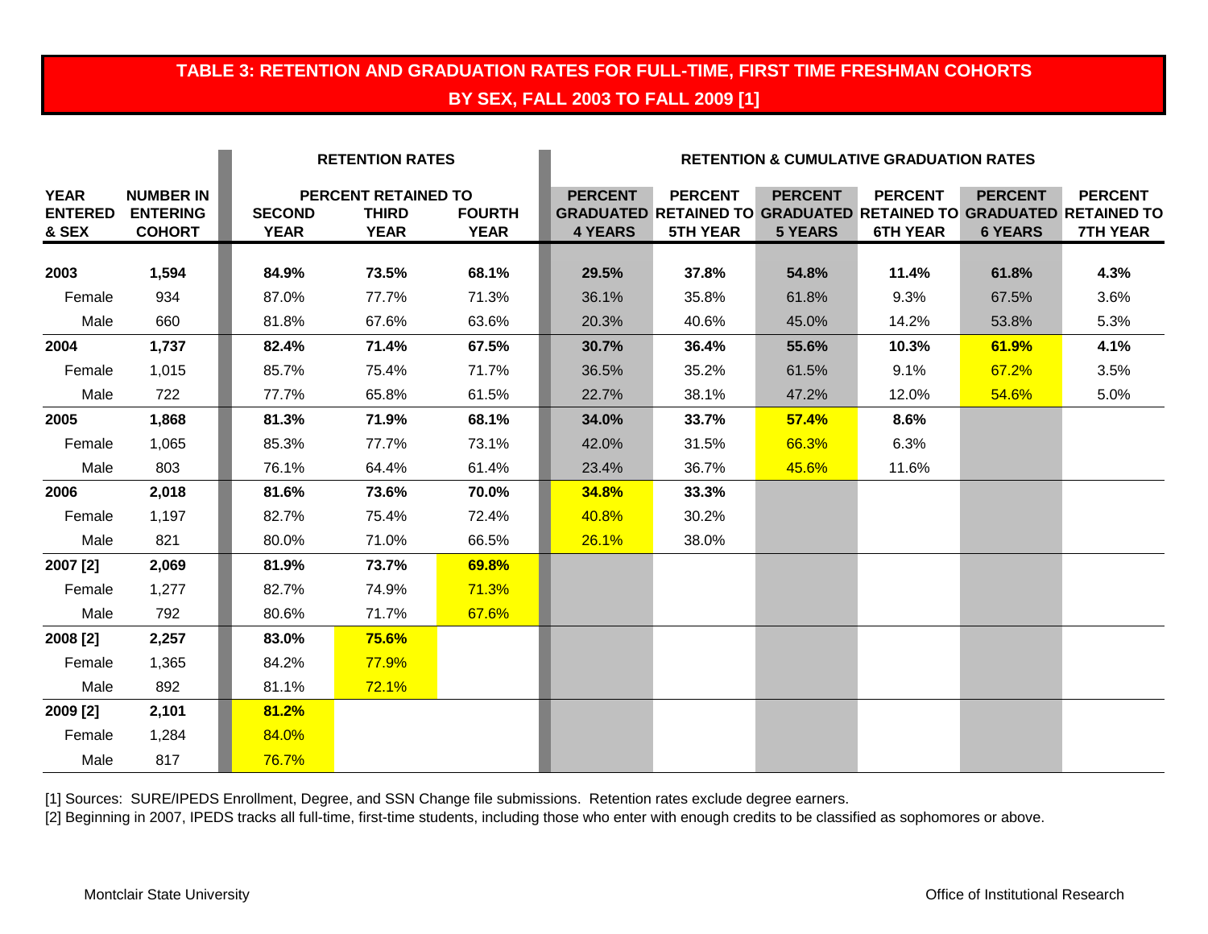## TABLE 3: RETENTION AND GRADUATION RATES FOR FULL-TIME, FIRST TIME FRESHMAN COHORTS BY SEX, FALL 2003 TO FALL 2009 [1]

| | | RETENTION RATES | | | RETENTION & CUMULATIVE GRADUATION RATES | | | | | |
|---|---|---|---|---|---|---|---|---|---|---|
| | | PERCENT RETAINED TO | | | | | | | | |
| YEAR ENTERED & SEX | NUMBER IN ENTERING COHORT | SECOND YEAR | THIRD YEAR | FOURTH YEAR | PERCENT GRADUATED 4 YEARS | PERCENT RETAINED TO 5TH YEAR | PERCENT GRADUATED 5 YEARS | PERCENT RETAINED TO 6TH YEAR | PERCENT GRADUATED 6 YEARS | PERCENT RETAINED TO 7TH YEAR |
| **2003** | **1,594** | **84.9%** | **73.5%** | **68.1%** | **29.5%** | **37.8%** | **54.8%** | **11.4%** | **61.8%** | **4.3%** |
| Female | 934 | 87.0% | 77.7% | 71.3% | 36.1% | 35.8% | 61.8% | 9.3% | 67.5% | 3.6% |
| Male | 660 | 81.8% | 67.6% | 63.6% | 20.3% | 40.6% | 45.0% | 14.2% | 53.8% | 5.3% |
| **2004** | **1,737** | **82.4%** | **71.4%** | **67.5%** | **30.7%** | **36.4%** | **55.6%** | **10.3%** | **61.9%** | **4.1%** |
| Female | 1,015 | 85.7% | 75.4% | 71.7% | 36.5% | 35.2% | 61.5% | 9.1% | 67.2% | 3.5% |
| Male | 722 | 77.7% | 65.8% | 61.5% | 22.7% | 38.1% | 47.2% | 12.0% | 54.6% | 5.0% |
| **2005** | **1,868** | **81.3%** | **71.9%** | **68.1%** | **34.0%** | **33.7%** | **57.4%** | **8.6%** | | |
| Female | 1,065 | 85.3% | 77.7% | 73.1% | 42.0% | 31.5% | 66.3% | 6.3% | | |
| Male | 803 | 76.1% | 64.4% | 61.4% | 23.4% | 36.7% | 45.6% | 11.6% | | |
| **2006** | **2,018** | **81.6%** | **73.6%** | **70.0%** | **34.8%** | **33.3%** | | | | |
| Female | 1,197 | 82.7% | 75.4% | 72.4% | 40.8% | 30.2% | | | | |
| Male | 821 | 80.0% | 71.0% | 66.5% | 26.1% | 38.0% | | | | |
| **2007 [2]** | **2,069** | **81.9%** | **73.7%** | **69.8%** | | | | | | |
| Female | 1,277 | 82.7% | 74.9% | 71.3% | | | | | | |
| Male | 792 | 80.6% | 71.7% | 67.6% | | | | | | |
| **2008 [2]** | **2,257** | **83.0%** | **75.6%** | | | | | | | |
| Female | 1,365 | 84.2% | 77.9% | | | | | | | |
| Male | 892 | 81.1% | 72.1% | | | | | | | |
| **2009 [2]** | **2,101** | **81.2%** | | | | | | | | |
| Female | 1,284 | 84.0% | | | | | | | | |
| Male | 817 | 76.7% | | | | | | | | |

[1] Sources: SURE/IPEDS Enrollment, Degree, and SSN Change file submissions. Retention rates exclude degree earners.

[2] Beginning in 2007, IPEDS tracks all full-time, first-time students, including those who enter with enough credits to be classified as sophomores or above.

Montclair State University — Office of Institutional Research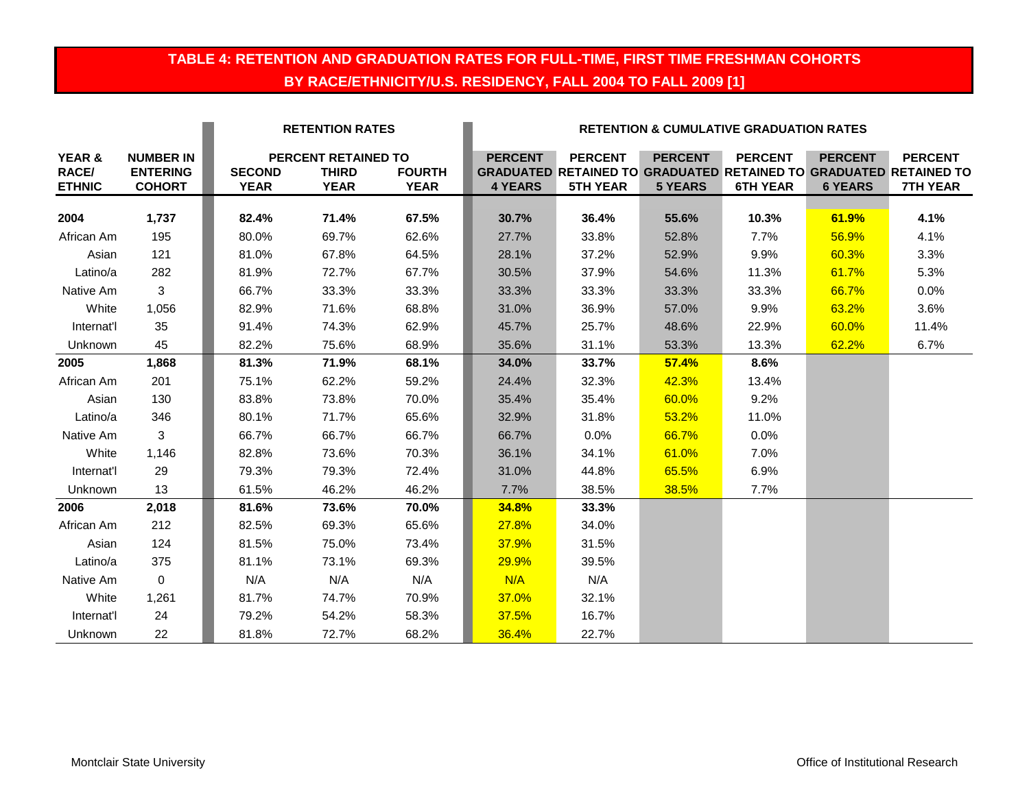## TABLE 4: RETENTION AND GRADUATION RATES FOR FULL-TIME, FIRST TIME FRESHMAN COHORTS BY RACE/ETHNICITY/U.S. RESIDENCY, FALL 2004 TO FALL 2009 [1]

| YEAR & RACE/ ETHNIC | NUMBER IN ENTERING COHORT | RETENTION RATES | | | RETENTION & CUMULATIVE GRADUATION RATES | | | | | |
|---|---|---|---|---|---|---|---|---|---|---|
| | | PERCENT RETAINED TO SECOND YEAR | PERCENT RETAINED TO THIRD YEAR | PERCENT RETAINED TO FOURTH YEAR | PERCENT GRADUATED 4 YEARS | PERCENT RETAINED TO 5TH YEAR | PERCENT GRADUATED 5 YEARS | PERCENT RETAINED TO 6TH YEAR | PERCENT GRADUATED 6 YEARS | PERCENT RETAINED TO 7TH YEAR |
| **2004** | **1,737** | **82.4%** | **71.4%** | **67.5%** | **30.7%** | **36.4%** | **55.6%** | **10.3%** | **61.9%** | **4.1%** |
| African Am | 195 | 80.0% | 69.7% | 62.6% | 27.7% | 33.8% | 52.8% | 7.7% | 56.9% | 4.1% |
| Asian | 121 | 81.0% | 67.8% | 64.5% | 28.1% | 37.2% | 52.9% | 9.9% | 60.3% | 3.3% |
| Latino/a | 282 | 81.9% | 72.7% | 67.7% | 30.5% | 37.9% | 54.6% | 11.3% | 61.7% | 5.3% |
| Native Am | 3 | 66.7% | 33.3% | 33.3% | 33.3% | 33.3% | 33.3% | 33.3% | 66.7% | 0.0% |
| White | 1,056 | 82.9% | 71.6% | 68.8% | 31.0% | 36.9% | 57.0% | 9.9% | 63.2% | 3.6% |
| Internat'l | 35 | 91.4% | 74.3% | 62.9% | 45.7% | 25.7% | 48.6% | 22.9% | 60.0% | 11.4% |
| Unknown | 45 | 82.2% | 75.6% | 68.9% | 35.6% | 31.1% | 53.3% | 13.3% | 62.2% | 6.7% |
| **2005** | **1,868** | **81.3%** | **71.9%** | **68.1%** | **34.0%** | **33.7%** | **57.4%** | **8.6%** | | |
| African Am | 201 | 75.1% | 62.2% | 59.2% | 24.4% | 32.3% | 42.3% | 13.4% | | |
| Asian | 130 | 83.8% | 73.8% | 70.0% | 35.4% | 35.4% | 60.0% | 9.2% | | |
| Latino/a | 346 | 80.1% | 71.7% | 65.6% | 32.9% | 31.8% | 53.2% | 11.0% | | |
| Native Am | 3 | 66.7% | 66.7% | 66.7% | 66.7% | 0.0% | 66.7% | 0.0% | | |
| White | 1,146 | 82.8% | 73.6% | 70.3% | 36.1% | 34.1% | 61.0% | 7.0% | | |
| Internat'l | 29 | 79.3% | 79.3% | 72.4% | 31.0% | 44.8% | 65.5% | 6.9% | | |
| Unknown | 13 | 61.5% | 46.2% | 46.2% | 7.7% | 38.5% | 38.5% | 7.7% | | |
| **2006** | **2,018** | **81.6%** | **73.6%** | **70.0%** | **34.8%** | **33.3%** | | | | |
| African Am | 212 | 82.5% | 69.3% | 65.6% | 27.8% | 34.0% | | | | |
| Asian | 124 | 81.5% | 75.0% | 73.4% | 37.9% | 31.5% | | | | |
| Latino/a | 375 | 81.1% | 73.1% | 69.3% | 29.9% | 39.5% | | | | |
| Native Am | 0 | N/A | N/A | N/A | N/A | N/A | | | | |
| White | 1,261 | 81.7% | 74.7% | 70.9% | 37.0% | 32.1% | | | | |
| Internat'l | 24 | 79.2% | 54.2% | 58.3% | 37.5% | 16.7% | | | | |
| Unknown | 22 | 81.8% | 72.7% | 68.2% | 36.4% | 22.7% | | | | |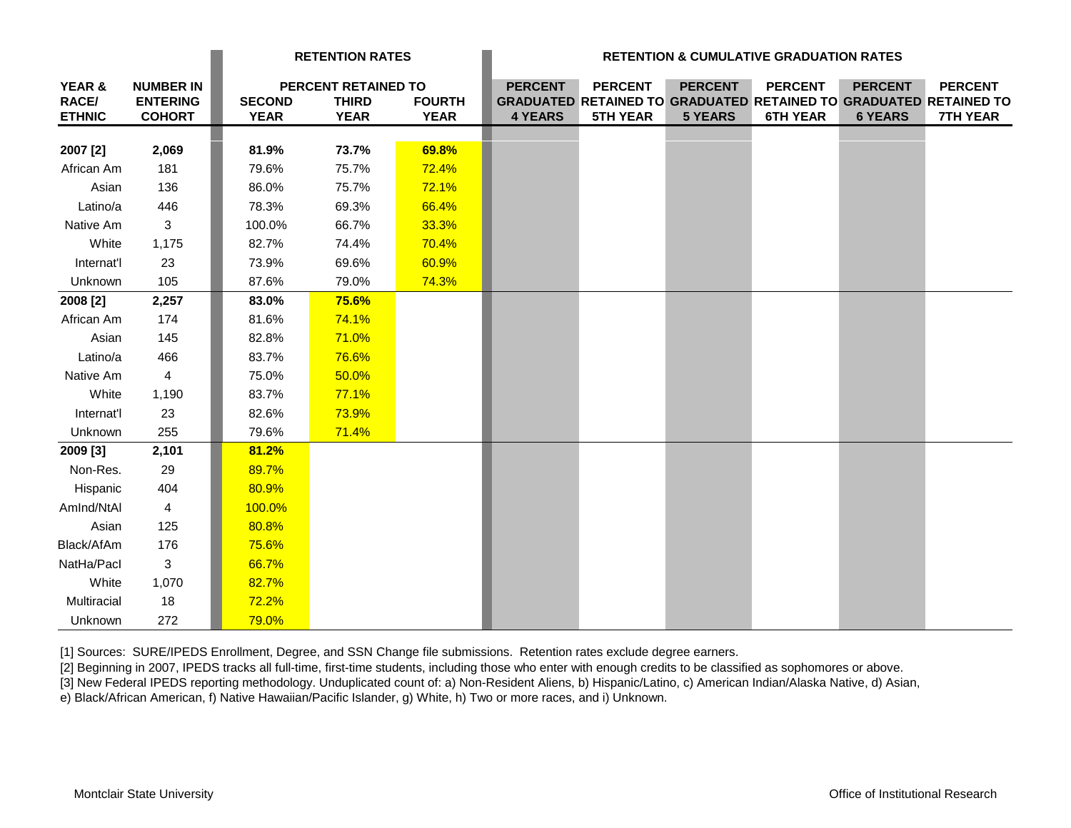| YEAR & RACE/ ETHNIC | NUMBER IN ENTERING COHORT | RETENTION RATES | | | RETENTION & CUMULATIVE GRADUATION RATES | | | | | |
|---|---|---|---|---|---|---|---|---|---|---|
| | | PERCENT RETAINED TO | | | | | | | | |
| | | SECOND YEAR | THIRD YEAR | FOURTH YEAR | PERCENT GRADUATED 4 YEARS | PERCENT RETAINED TO 5TH YEAR | PERCENT GRADUATED 5 YEARS | PERCENT RETAINED TO 6TH YEAR | PERCENT GRADUATED 6 YEARS | PERCENT RETAINED TO 7TH YEAR |
| **2007 [2]** | **2,069** | **81.9%** | **73.7%** | **69.8%** | | | | | | |
| African Am | 181 | 79.6% | 75.7% | 72.4% | | | | | | |
| Asian | 136 | 86.0% | 75.7% | 72.1% | | | | | | |
| Latino/a | 446 | 78.3% | 69.3% | 66.4% | | | | | | |
| Native Am | 3 | 100.0% | 66.7% | 33.3% | | | | | | |
| White | 1,175 | 82.7% | 74.4% | 70.4% | | | | | | |
| Internat'l | 23 | 73.9% | 69.6% | 60.9% | | | | | | |
| Unknown | 105 | 87.6% | 79.0% | 74.3% | | | | | | |
| **2008 [2]** | **2,257** | **83.0%** | **75.6%** | | | | | | | |
| African Am | 174 | 81.6% | 74.1% | | | | | | | |
| Asian | 145 | 82.8% | 71.0% | | | | | | | |
| Latino/a | 466 | 83.7% | 76.6% | | | | | | | |
| Native Am | 4 | 75.0% | 50.0% | | | | | | | |
| White | 1,190 | 83.7% | 77.1% | | | | | | | |
| Internat'l | 23 | 82.6% | 73.9% | | | | | | | |
| Unknown | 255 | 79.6% | 71.4% | | | | | | | |
| **2009 [3]** | **2,101** | **81.2%** | | | | | | | | |
| Non-Res. | 29 | 89.7% | | | | | | | | |
| Hispanic | 404 | 80.9% | | | | | | | | |
| AmInd/NtAl | 4 | 100.0% | | | | | | | | |
| Asian | 125 | 80.8% | | | | | | | | |
| Black/AfAm | 176 | 75.6% | | | | | | | | |
| NatHa/PacI | 3 | 66.7% | | | | | | | | |
| White | 1,070 | 82.7% | | | | | | | | |
| Multiracial | 18 | 72.2% | | | | | | | | |
| Unknown | 272 | 79.0% | | | | | | | | |

[1] Sources: SURE/IPEDS Enrollment, Degree, and SSN Change file submissions. Retention rates exclude degree earners.

[2] Beginning in 2007, IPEDS tracks all full-time, first-time students, including those who enter with enough credits to be classified as sophomores or above.

[3] New Federal IPEDS reporting methodology. Unduplicated count of: a) Non-Resident Aliens, b) Hispanic/Latino, c) American Indian/Alaska Native, d) Asian, e) Black/African American, f) Native Hawaiian/Pacific Islander, g) White, h) Two or more races, and i) Unknown.

Montclair State University — Office of Institutional Research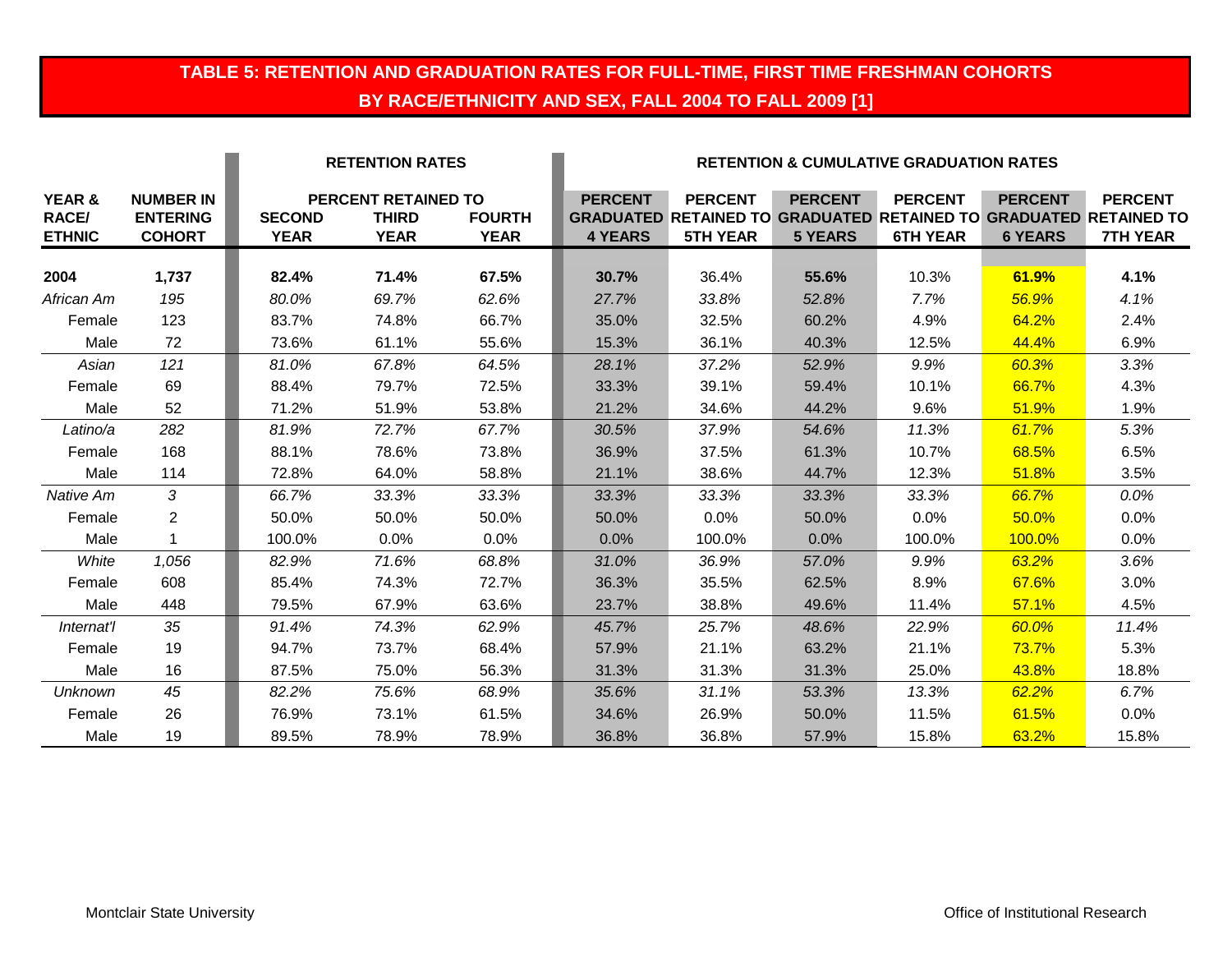## TABLE 5: RETENTION AND GRADUATION RATES FOR FULL-TIME, FIRST TIME FRESHMAN COHORTS BY RACE/ETHNICITY AND SEX, FALL 2004 TO FALL 2009 [1]

| | | RETENTION RATES | | | RETENTION & CUMULATIVE GRADUATION RATES | | | | | |
|---|---|---|---|---|---|---|---|---|---|---|
| | | PERCENT RETAINED TO | | | | | | | | |
| YEAR & RACE/ ETHNIC | NUMBER IN ENTERING COHORT | SECOND YEAR | THIRD YEAR | FOURTH YEAR | PERCENT GRADUATED 4 YEARS | PERCENT RETAINED TO 5TH YEAR | PERCENT GRADUATED 5 YEARS | PERCENT RETAINED TO 6TH YEAR | PERCENT GRADUATED 6 YEARS | PERCENT RETAINED TO 7TH YEAR |
| **2004** | **1,737** | **82.4%** | **71.4%** | **67.5%** | **30.7%** | 36.4% | **55.6%** | 10.3% | **61.9%** | **4.1%** |
| *African Am* | *195* | *80.0%* | *69.7%* | *62.6%* | *27.7%* | *33.8%* | *52.8%* | *7.7%* | *56.9%* | *4.1%* |
| Female | 123 | 83.7% | 74.8% | 66.7% | 35.0% | 32.5% | 60.2% | 4.9% | 64.2% | 2.4% |
| Male | 72 | 73.6% | 61.1% | 55.6% | 15.3% | 36.1% | 40.3% | 12.5% | 44.4% | 6.9% |
| *Asian* | *121* | *81.0%* | *67.8%* | *64.5%* | *28.1%* | *37.2%* | *52.9%* | *9.9%* | *60.3%* | *3.3%* |
| Female | 69 | 88.4% | 79.7% | 72.5% | 33.3% | 39.1% | 59.4% | 10.1% | 66.7% | 4.3% |
| Male | 52 | 71.2% | 51.9% | 53.8% | 21.2% | 34.6% | 44.2% | 9.6% | 51.9% | 1.9% |
| *Latino/a* | *282* | *81.9%* | *72.7%* | *67.7%* | *30.5%* | *37.9%* | *54.6%* | *11.3%* | *61.7%* | *5.3%* |
| Female | 168 | 88.1% | 78.6% | 73.8% | 36.9% | 37.5% | 61.3% | 10.7% | 68.5% | 6.5% |
| Male | 114 | 72.8% | 64.0% | 58.8% | 21.1% | 38.6% | 44.7% | 12.3% | 51.8% | 3.5% |
| *Native Am* | *3* | *66.7%* | *33.3%* | *33.3%* | *33.3%* | *33.3%* | *33.3%* | *33.3%* | *66.7%* | *0.0%* |
| Female | 2 | 50.0% | 50.0% | 50.0% | 50.0% | 0.0% | 50.0% | 0.0% | 50.0% | 0.0% |
| Male | 1 | 100.0% | 0.0% | 0.0% | 0.0% | 100.0% | 0.0% | 100.0% | 100.0% | 0.0% |
| *White* | *1,056* | *82.9%* | *71.6%* | *68.8%* | *31.0%* | *36.9%* | *57.0%* | *9.9%* | *63.2%* | *3.6%* |
| Female | 608 | 85.4% | 74.3% | 72.7% | 36.3% | 35.5% | 62.5% | 8.9% | 67.6% | 3.0% |
| Male | 448 | 79.5% | 67.9% | 63.6% | 23.7% | 38.8% | 49.6% | 11.4% | 57.1% | 4.5% |
| *Internat'l* | *35* | *91.4%* | *74.3%* | *62.9%* | *45.7%* | *25.7%* | *48.6%* | *22.9%* | *60.0%* | *11.4%* |
| Female | 19 | 94.7% | 73.7% | 68.4% | 57.9% | 21.1% | 63.2% | 21.1% | 73.7% | 5.3% |
| Male | 16 | 87.5% | 75.0% | 56.3% | 31.3% | 31.3% | 31.3% | 25.0% | 43.8% | 18.8% |
| *Unknown* | *45* | *82.2%* | *75.6%* | *68.9%* | *35.6%* | *31.1%* | *53.3%* | *13.3%* | *62.2%* | *6.7%* |
| Female | 26 | 76.9% | 73.1% | 61.5% | 34.6% | 26.9% | 50.0% | 11.5% | 61.5% | 0.0% |
| Male | 19 | 89.5% | 78.9% | 78.9% | 36.8% | 36.8% | 57.9% | 15.8% | 63.2% | 15.8% |

Montclair State University — Office of Institutional Research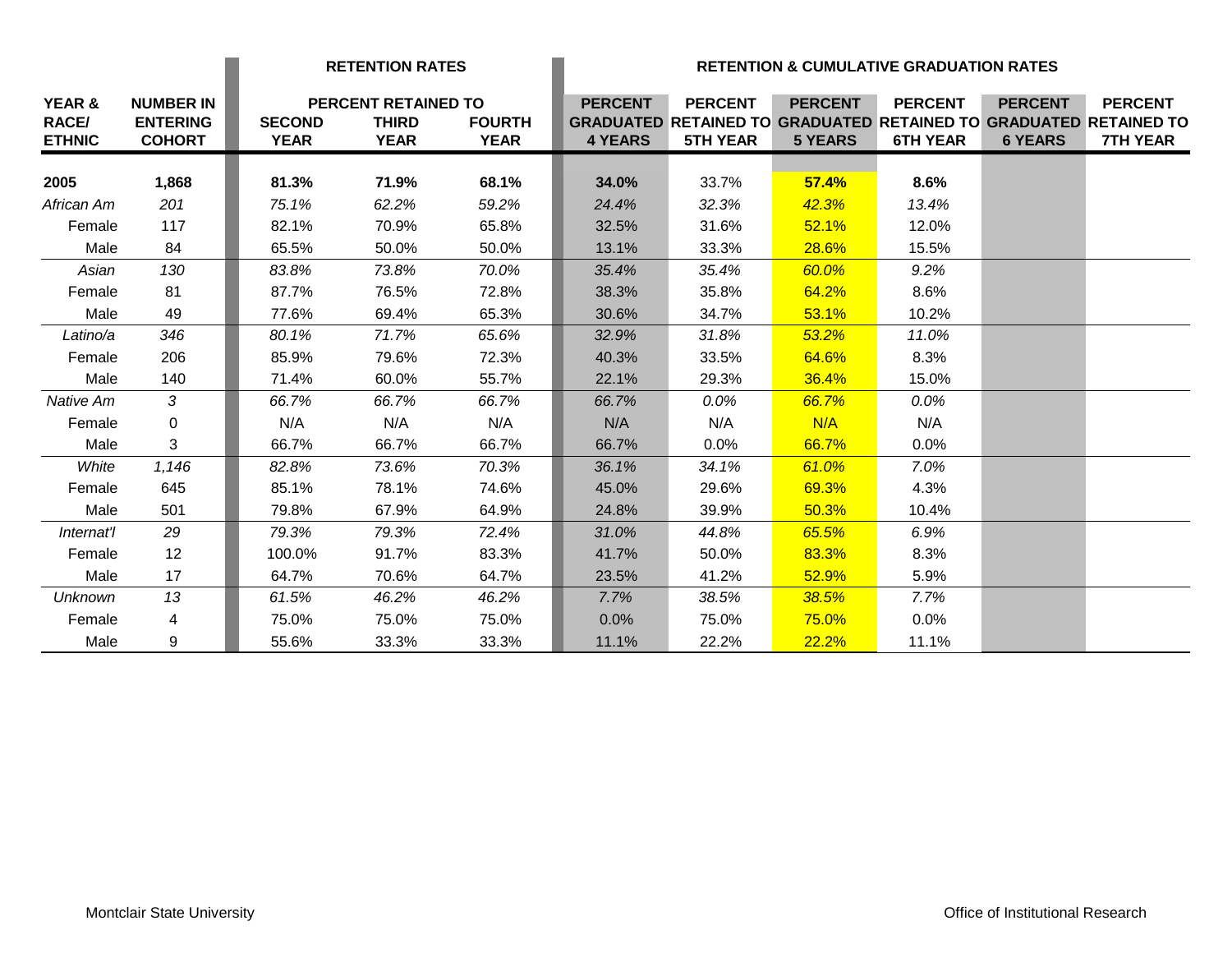| YEAR & RACE/ ETHNIC | NUMBER IN ENTERING COHORT | RETENTION RATES | | | RETENTION & CUMULATIVE GRADUATION RATES | | | | | |
|---|---|---|---|---|---|---|---|---|---|---|
| | | PERCENT RETAINED TO | | | | | | | | |
| | | SECOND YEAR | THIRD YEAR | FOURTH YEAR | PERCENT GRADUATED 4 YEARS | PERCENT RETAINED TO 5TH YEAR | PERCENT GRADUATED 5 YEARS | PERCENT RETAINED TO 6TH YEAR | PERCENT GRADUATED 6 YEARS | PERCENT RETAINED TO 7TH YEAR |
| **2005** | **1,868** | **81.3%** | **71.9%** | **68.1%** | **34.0%** | 33.7% | **57.4%** | **8.6%** | | |
| *African Am* | *201* | *75.1%* | *62.2%* | *59.2%* | *24.4%* | *32.3%* | *42.3%* | *13.4%* | | |
| Female | 117 | 82.1% | 70.9% | 65.8% | 32.5% | 31.6% | 52.1% | 12.0% | | |
| Male | 84 | 65.5% | 50.0% | 50.0% | 13.1% | 33.3% | 28.6% | 15.5% | | |
| *Asian* | *130* | *83.8%* | *73.8%* | *70.0%* | *35.4%* | *35.4%* | *60.0%* | *9.2%* | | |
| Female | 81 | 87.7% | 76.5% | 72.8% | 38.3% | 35.8% | 64.2% | 8.6% | | |
| Male | 49 | 77.6% | 69.4% | 65.3% | 30.6% | 34.7% | 53.1% | 10.2% | | |
| *Latino/a* | *346* | *80.1%* | *71.7%* | *65.6%* | *32.9%* | *31.8%* | *53.2%* | *11.0%* | | |
| Female | 206 | 85.9% | 79.6% | 72.3% | 40.3% | 33.5% | 64.6% | 8.3% | | |
| Male | 140 | 71.4% | 60.0% | 55.7% | 22.1% | 29.3% | 36.4% | 15.0% | | |
| *Native Am* | *3* | *66.7%* | *66.7%* | *66.7%* | *66.7%* | *0.0%* | *66.7%* | *0.0%* | | |
| Female | 0 | N/A | N/A | N/A | N/A | N/A | N/A | N/A | | |
| Male | 3 | 66.7% | 66.7% | 66.7% | 66.7% | 0.0% | 66.7% | 0.0% | | |
| *White* | *1,146* | *82.8%* | *73.6%* | *70.3%* | *36.1%* | *34.1%* | *61.0%* | *7.0%* | | |
| Female | 645 | 85.1% | 78.1% | 74.6% | 45.0% | 29.6% | 69.3% | 4.3% | | |
| Male | 501 | 79.8% | 67.9% | 64.9% | 24.8% | 39.9% | 50.3% | 10.4% | | |
| *Internat'l* | *29* | *79.3%* | *79.3%* | *72.4%* | *31.0%* | *44.8%* | *65.5%* | *6.9%* | | |
| Female | 12 | 100.0% | 91.7% | 83.3% | 41.7% | 50.0% | 83.3% | 8.3% | | |
| Male | 17 | 64.7% | 70.6% | 64.7% | 23.5% | 41.2% | 52.9% | 5.9% | | |
| *Unknown* | *13* | *61.5%* | *46.2%* | *46.2%* | *7.7%* | *38.5%* | *38.5%* | *7.7%* | | |
| Female | 4 | 75.0% | 75.0% | 75.0% | 0.0% | 75.0% | 75.0% | 0.0% | | |
| Male | 9 | 55.6% | 33.3% | 33.3% | 11.1% | 22.2% | 22.2% | 11.1% | | |

Montclair State University

Office of Institutional Research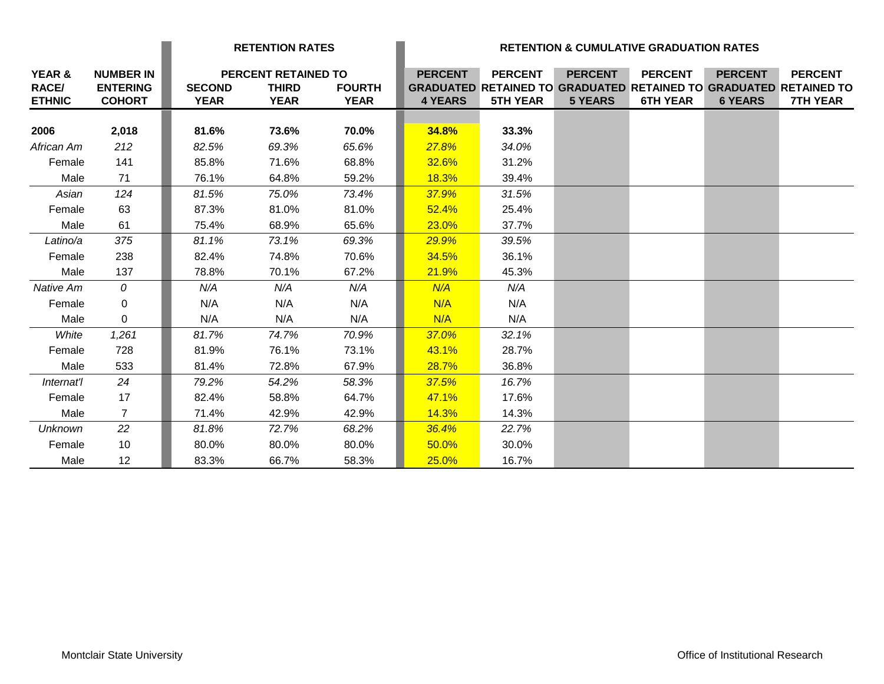| YEAR & RACE/ ETHNIC | NUMBER IN ENTERING COHORT | RETENTION RATES | | | RETENTION & CUMULATIVE GRADUATION RATES | | | | | |
|---|---|---|---|---|---|---|---|---|---|---|
| | | PERCENT RETAINED TO | | | | | | | | |
| | | SECOND YEAR | THIRD YEAR | FOURTH YEAR | PERCENT GRADUATED 4 YEARS | PERCENT RETAINED TO 5TH YEAR | PERCENT GRADUATED 5 YEARS | PERCENT RETAINED TO 6TH YEAR | PERCENT GRADUATED 6 YEARS | PERCENT RETAINED TO 7TH YEAR |
| **2006** | **2,018** | **81.6%** | **73.6%** | **70.0%** | **34.8%** | **33.3%** | | | | |
| *African Am* | *212* | *82.5%* | *69.3%* | *65.6%* | *27.8%* | *34.0%* | | | | |
| Female | 141 | 85.8% | 71.6% | 68.8% | 32.6% | 31.2% | | | | |
| Male | 71 | 76.1% | 64.8% | 59.2% | 18.3% | 39.4% | | | | |
| *Asian* | *124* | *81.5%* | *75.0%* | *73.4%* | *37.9%* | *31.5%* | | | | |
| Female | 63 | 87.3% | 81.0% | 81.0% | 52.4% | 25.4% | | | | |
| Male | 61 | 75.4% | 68.9% | 65.6% | 23.0% | 37.7% | | | | |
| *Latino/a* | *375* | *81.1%* | *73.1%* | *69.3%* | *29.9%* | *39.5%* | | | | |
| Female | 238 | 82.4% | 74.8% | 70.6% | 34.5% | 36.1% | | | | |
| Male | 137 | 78.8% | 70.1% | 67.2% | 21.9% | 45.3% | | | | |
| *Native Am* | *0* | *N/A* | *N/A* | *N/A* | *N/A* | *N/A* | | | | |
| Female | 0 | N/A | N/A | N/A | N/A | N/A | | | | |
| Male | 0 | N/A | N/A | N/A | N/A | N/A | | | | |
| *White* | *1,261* | *81.7%* | *74.7%* | *70.9%* | *37.0%* | *32.1%* | | | | |
| Female | 728 | 81.9% | 76.1% | 73.1% | 43.1% | 28.7% | | | | |
| Male | 533 | 81.4% | 72.8% | 67.9% | 28.7% | 36.8% | | | | |
| *Internat'l* | *24* | *79.2%* | *54.2%* | *58.3%* | *37.5%* | *16.7%* | | | | |
| Female | 17 | 82.4% | 58.8% | 64.7% | 47.1% | 17.6% | | | | |
| Male | 7 | 71.4% | 42.9% | 42.9% | 14.3% | 14.3% | | | | |
| *Unknown* | *22* | *81.8%* | *72.7%* | *68.2%* | *36.4%* | *22.7%* | | | | |
| Female | 10 | 80.0% | 80.0% | 80.0% | 50.0% | 30.0% | | | | |
| Male | 12 | 83.3% | 66.7% | 58.3% | 25.0% | 16.7% | | | | |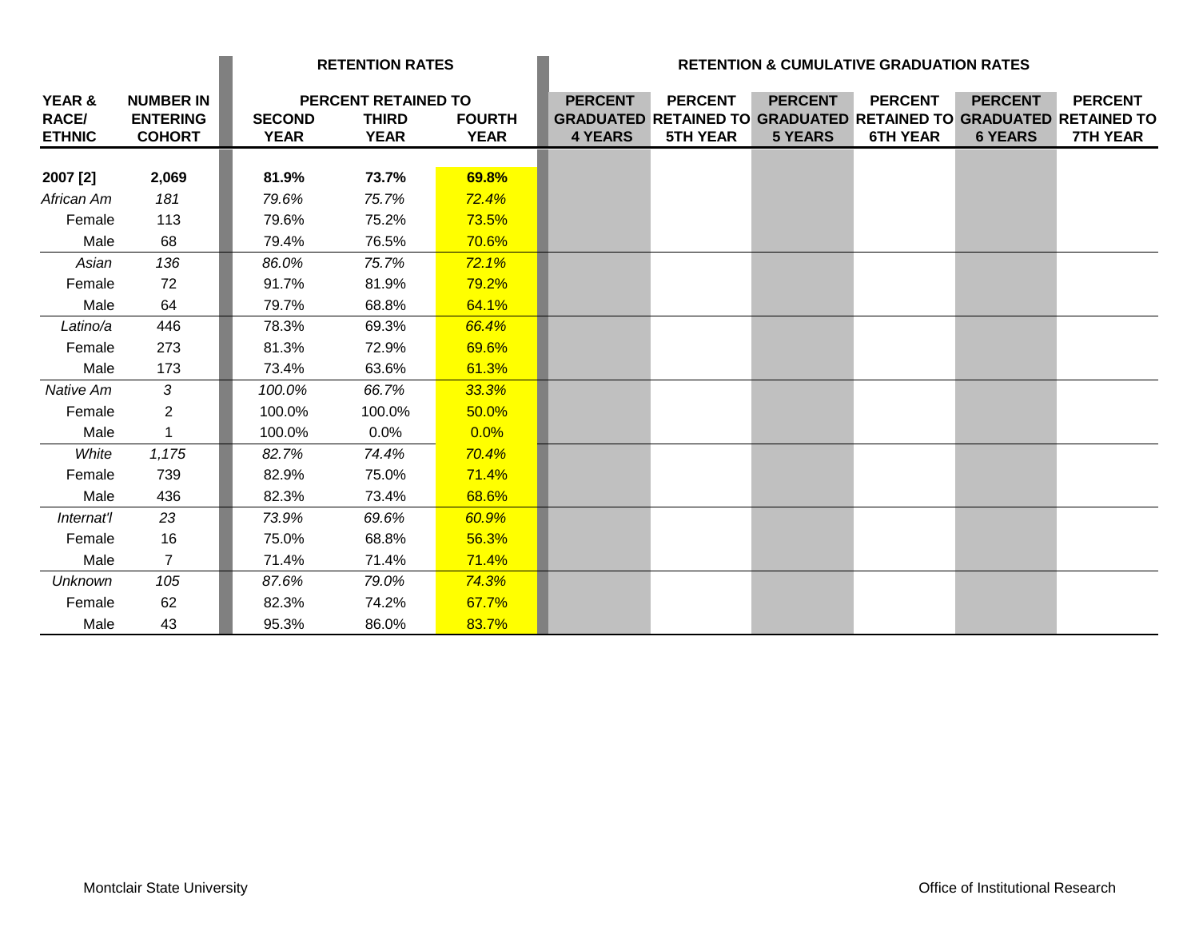| | | RETENTION RATES | | | RETENTION & CUMULATIVE GRADUATION RATES | | | | | |
|---|---|---|---|---|---|---|---|---|---|---|
| | | PERCENT RETAINED TO | | | | | | | | |
| YEAR & RACE/ ETHNIC | NUMBER IN ENTERING COHORT | SECOND YEAR | THIRD YEAR | FOURTH YEAR | PERCENT GRADUATED 4 YEARS | PERCENT RETAINED TO 5TH YEAR | PERCENT GRADUATED 5 YEARS | PERCENT RETAINED TO 6TH YEAR | PERCENT GRADUATED 6 YEARS | PERCENT RETAINED TO 7TH YEAR |
| **2007 [2]** | **2,069** | **81.9%** | **73.7%** | **69.8%** | | | | | | |
| *African Am* | *181* | *79.6%* | *75.7%* | *72.4%* | | | | | | |
| Female | 113 | 79.6% | 75.2% | 73.5% | | | | | | |
| Male | 68 | 79.4% | 76.5% | 70.6% | | | | | | |
| *Asian* | *136* | *86.0%* | *75.7%* | *72.1%* | | | | | | |
| Female | 72 | 91.7% | 81.9% | 79.2% | | | | | | |
| Male | 64 | 79.7% | 68.8% | 64.1% | | | | | | |
| *Latino/a* | 446 | 78.3% | 69.3% | *66.4%* | | | | | | |
| Female | 273 | 81.3% | 72.9% | 69.6% | | | | | | |
| Male | 173 | 73.4% | 63.6% | 61.3% | | | | | | |
| *Native Am* | *3* | *100.0%* | *66.7%* | *33.3%* | | | | | | |
| Female | 2 | 100.0% | 100.0% | 50.0% | | | | | | |
| Male | 1 | 100.0% | 0.0% | 0.0% | | | | | | |
| *White* | *1,175* | *82.7%* | *74.4%* | *70.4%* | | | | | | |
| Female | 739 | 82.9% | 75.0% | 71.4% | | | | | | |
| Male | 436 | 82.3% | 73.4% | 68.6% | | | | | | |
| *Internat'l* | *23* | *73.9%* | *69.6%* | *60.9%* | | | | | | |
| Female | 16 | 75.0% | 68.8% | 56.3% | | | | | | |
| Male | 7 | 71.4% | 71.4% | 71.4% | | | | | | |
| *Unknown* | *105* | *87.6%* | *79.0%* | *74.3%* | | | | | | |
| Female | 62 | 82.3% | 74.2% | 67.7% | | | | | | |
| Male | 43 | 95.3% | 86.0% | 83.7% | | | | | | |

Montclair State University

Office of Institutional Research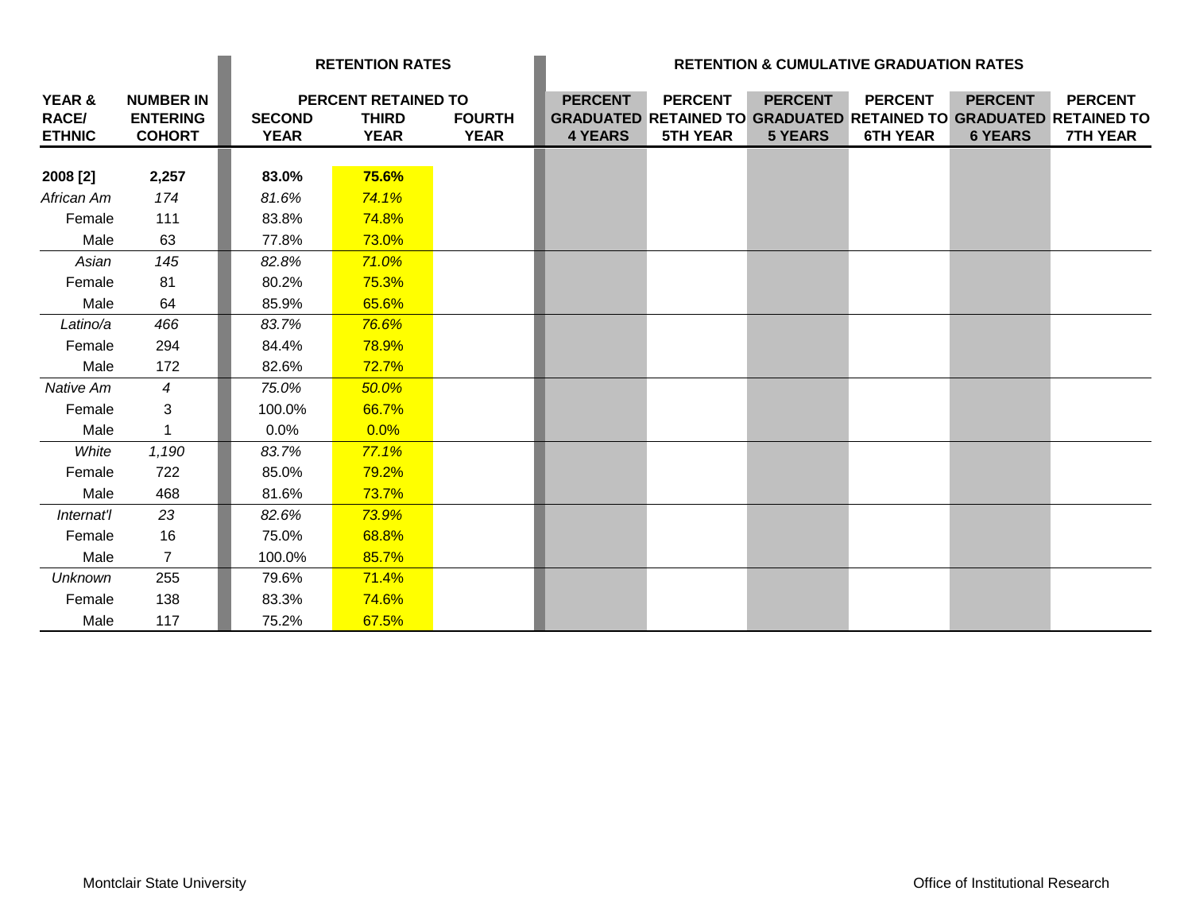| YEAR & RACE/ ETHNIC | NUMBER IN ENTERING COHORT | RETENTION RATES | | | RETENTION & CUMULATIVE GRADUATION RATES | | | | | |
|---|---|---|---|---|---|---|---|---|---|---|
| | | PERCENT RETAINED TO | | | | | | | | |
| | | SECOND YEAR | THIRD YEAR | FOURTH YEAR | PERCENT GRADUATED 4 YEARS | PERCENT RETAINED TO 5TH YEAR | PERCENT GRADUATED 5 YEARS | PERCENT RETAINED TO 6TH YEAR | PERCENT GRADUATED 6 YEARS | PERCENT RETAINED TO 7TH YEAR |
| **2008 [2]** | **2,257** | **83.0%** | **75.6%** | | | | | | | |
| *African Am* | *174* | *81.6%* | *74.1%* | | | | | | | |
| Female | 111 | 83.8% | 74.8% | | | | | | | |
| Male | 63 | 77.8% | 73.0% | | | | | | | |
| *Asian* | *145* | *82.8%* | *71.0%* | | | | | | | |
| Female | 81 | 80.2% | 75.3% | | | | | | | |
| Male | 64 | 85.9% | 65.6% | | | | | | | |
| *Latino/a* | *466* | *83.7%* | *76.6%* | | | | | | | |
| Female | 294 | 84.4% | 78.9% | | | | | | | |
| Male | 172 | 82.6% | 72.7% | | | | | | | |
| *Native Am* | *4* | *75.0%* | *50.0%* | | | | | | | |
| Female | 3 | 100.0% | 66.7% | | | | | | | |
| Male | 1 | 0.0% | 0.0% | | | | | | | |
| *White* | *1,190* | *83.7%* | *77.1%* | | | | | | | |
| Female | 722 | 85.0% | 79.2% | | | | | | | |
| Male | 468 | 81.6% | 73.7% | | | | | | | |
| *Internat'l* | *23* | *82.6%* | *73.9%* | | | | | | | |
| Female | 16 | 75.0% | 68.8% | | | | | | | |
| Male | 7 | 100.0% | 85.7% | | | | | | | |
| *Unknown* | 255 | 79.6% | 71.4% | | | | | | | |
| Female | 138 | 83.3% | 74.6% | | | | | | | |
| Male | 117 | 75.2% | 67.5% | | | | | | | |

Montclair State University

Office of Institutional Research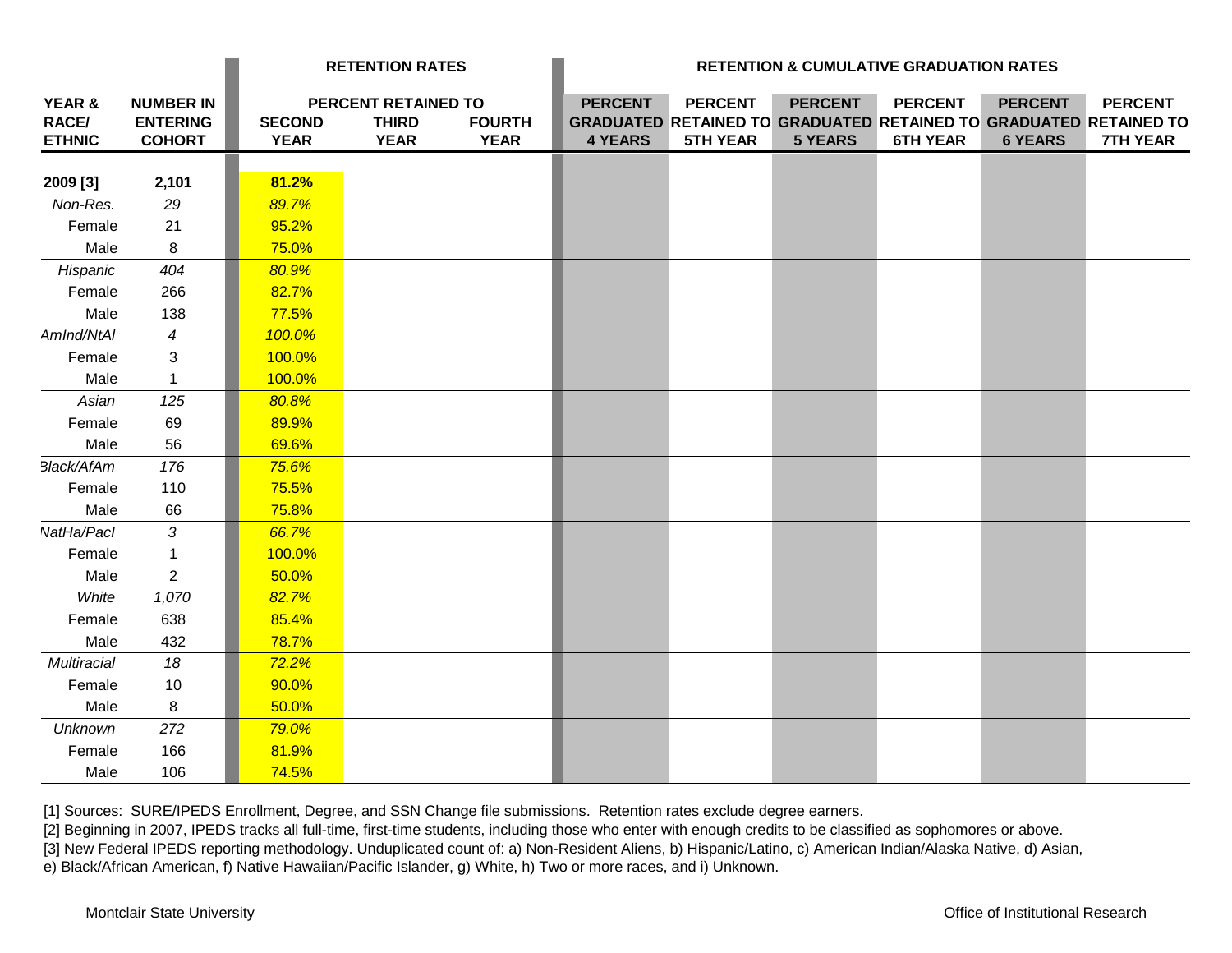| YEAR & RACE/ ETHNIC | NUMBER IN ENTERING COHORT | RETENTION RATES | | | RETENTION & CUMULATIVE GRADUATION RATES | | | | | |
|---|---|---|---|---|---|---|---|---|---|---|
| | | PERCENT RETAINED TO | | | | | | | | |
| | | SECOND YEAR | THIRD YEAR | FOURTH YEAR | PERCENT GRADUATED 4 YEARS | PERCENT RETAINED TO 5TH YEAR | PERCENT GRADUATED 5 YEARS | PERCENT RETAINED TO 6TH YEAR | PERCENT GRADUATED 6 YEARS | PERCENT RETAINED TO 7TH YEAR |
| **2009 [3]** | **2,101** | **81.2%** | | | | | | | | |
| *Non-Res.* | *29* | *89.7%* | | | | | | | | |
| Female | 21 | 95.2% | | | | | | | | |
| Male | 8 | 75.0% | | | | | | | | |
| *Hispanic* | *404* | *80.9%* | | | | | | | | |
| Female | 266 | 82.7% | | | | | | | | |
| Male | 138 | 77.5% | | | | | | | | |
| *AmInd/NtAl* | *4* | *100.0%* | | | | | | | | |
| Female | 3 | 100.0% | | | | | | | | |
| Male | 1 | 100.0% | | | | | | | | |
| *Asian* | *125* | *80.8%* | | | | | | | | |
| Female | 69 | 89.9% | | | | | | | | |
| Male | 56 | 69.6% | | | | | | | | |
| *Black/AfAm* | *176* | *75.6%* | | | | | | | | |
| Female | 110 | 75.5% | | | | | | | | |
| Male | 66 | 75.8% | | | | | | | | |
| *NatHa/PacI* | *3* | *66.7%* | | | | | | | | |
| Female | 1 | 100.0% | | | | | | | | |
| Male | 2 | 50.0% | | | | | | | | |
| *White* | *1,070* | *82.7%* | | | | | | | | |
| Female | 638 | 85.4% | | | | | | | | |
| Male | 432 | 78.7% | | | | | | | | |
| *Multiracial* | *18* | *72.2%* | | | | | | | | |
| Female | 10 | 90.0% | | | | | | | | |
| Male | 8 | 50.0% | | | | | | | | |
| *Unknown* | *272* | *79.0%* | | | | | | | | |
| Female | 166 | 81.9% | | | | | | | | |
| Male | 106 | 74.5% | | | | | | | | |

[1] Sources: SURE/IPEDS Enrollment, Degree, and SSN Change file submissions. Retention rates exclude degree earners.

[2] Beginning in 2007, IPEDS tracks all full-time, first-time students, including those who enter with enough credits to be classified as sophomores or above.

[3] New Federal IPEDS reporting methodology. Unduplicated count of: a) Non-Resident Aliens, b) Hispanic/Latino, c) American Indian/Alaska Native, d) Asian, e) Black/African American, f) Native Hawaiian/Pacific Islander, g) White, h) Two or more races, and i) Unknown.

Montclair State University | Office of Institutional Research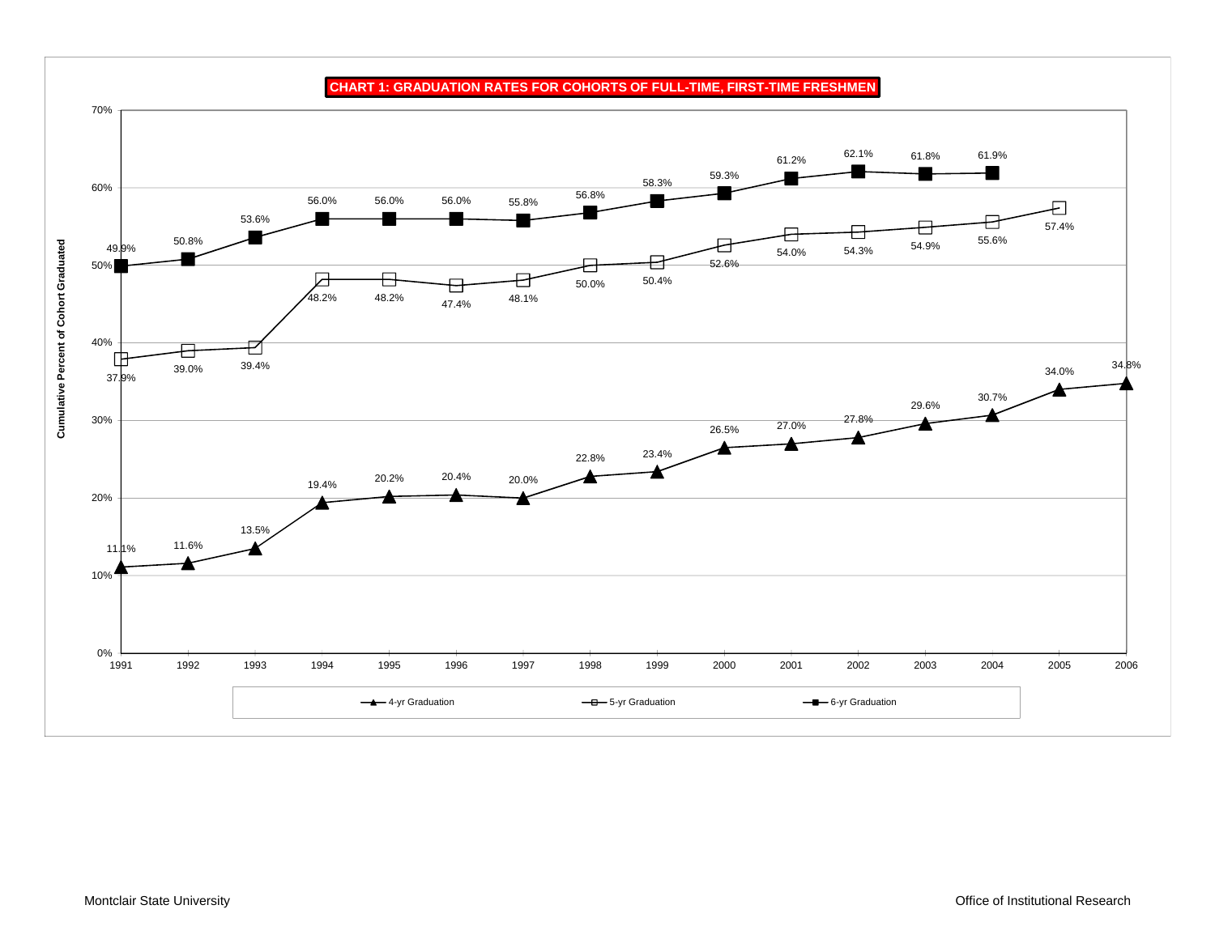## CHART 1: GRADUATION RATES FOR COHORTS OF FULL-TIME, FIRST-TIME FRESHMEN

Cumulative Percent of Cohort Graduated

| Cohort | 4-yr Graduation | 5-yr Graduation | 6-yr Graduation |
|---|---|---|---|
| 1991 | 11.1% | 37.9% | 49.9% |
| 1992 | 11.6% | 39.0% | 50.8% |
| 1993 | 13.5% | 39.4% | 53.6% |
| 1994 | 19.4% | 48.2% | 56.0% |
| 1995 | 20.2% | 48.2% | 56.0% |
| 1996 | 20.4% | 47.4% | 56.0% |
| 1997 | 20.0% | 48.1% | 55.8% |
| 1998 | 22.8% | 50.0% | 56.8% |
| 1999 | 23.4% | 50.4% | 58.3% |
| 2000 | 26.5% | 52.6% | 59.3% |
| 2001 | 27.0% | 54.0% | 61.2% |
| 2002 | 27.8% | 54.3% | 62.1% |
| 2003 | 29.6% | 54.9% | 61.8% |
| 2004 | 30.7% | 55.6% | 61.9% |
| 2005 | 34.0% | 57.4% | |
| 2006 | 34.8% | | |

Montclair State University — Office of Institutional Research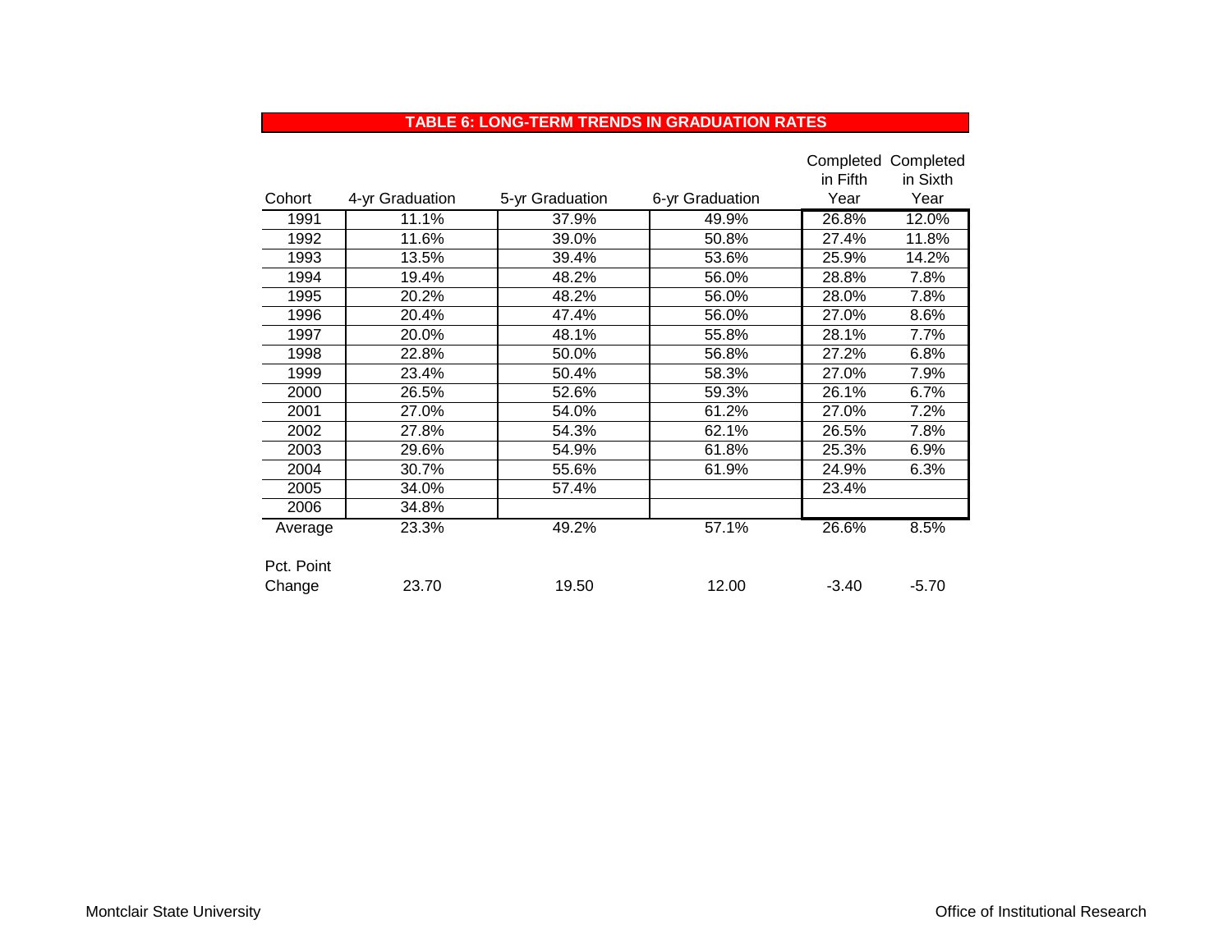## TABLE 6: LONG-TERM TRENDS IN GRADUATION RATES

| Cohort | 4-yr Graduation | 5-yr Graduation | 6-yr Graduation | Completed in Fifth Year | Completed in Sixth Year |
|---|---|---|---|---|---|
| 1991 | 11.1% | 37.9% | 49.9% | 26.8% | 12.0% |
| 1992 | 11.6% | 39.0% | 50.8% | 27.4% | 11.8% |
| 1993 | 13.5% | 39.4% | 53.6% | 25.9% | 14.2% |
| 1994 | 19.4% | 48.2% | 56.0% | 28.8% | 7.8% |
| 1995 | 20.2% | 48.2% | 56.0% | 28.0% | 7.8% |
| 1996 | 20.4% | 47.4% | 56.0% | 27.0% | 8.6% |
| 1997 | 20.0% | 48.1% | 55.8% | 28.1% | 7.7% |
| 1998 | 22.8% | 50.0% | 56.8% | 27.2% | 6.8% |
| 1999 | 23.4% | 50.4% | 58.3% | 27.0% | 7.9% |
| 2000 | 26.5% | 52.6% | 59.3% | 26.1% | 6.7% |
| 2001 | 27.0% | 54.0% | 61.2% | 27.0% | 7.2% |
| 2002 | 27.8% | 54.3% | 62.1% | 26.5% | 7.8% |
| 2003 | 29.6% | 54.9% | 61.8% | 25.3% | 6.9% |
| 2004 | 30.7% | 55.6% | 61.9% | 24.9% | 6.3% |
| 2005 | 34.0% | 57.4% | | 23.4% | |
| 2006 | 34.8% | | | | |
| Average | 23.3% | 49.2% | 57.1% | 26.6% | 8.5% |
| Pct. Point Change | 23.70 | 19.50 | 12.00 | -3.40 | -5.70 |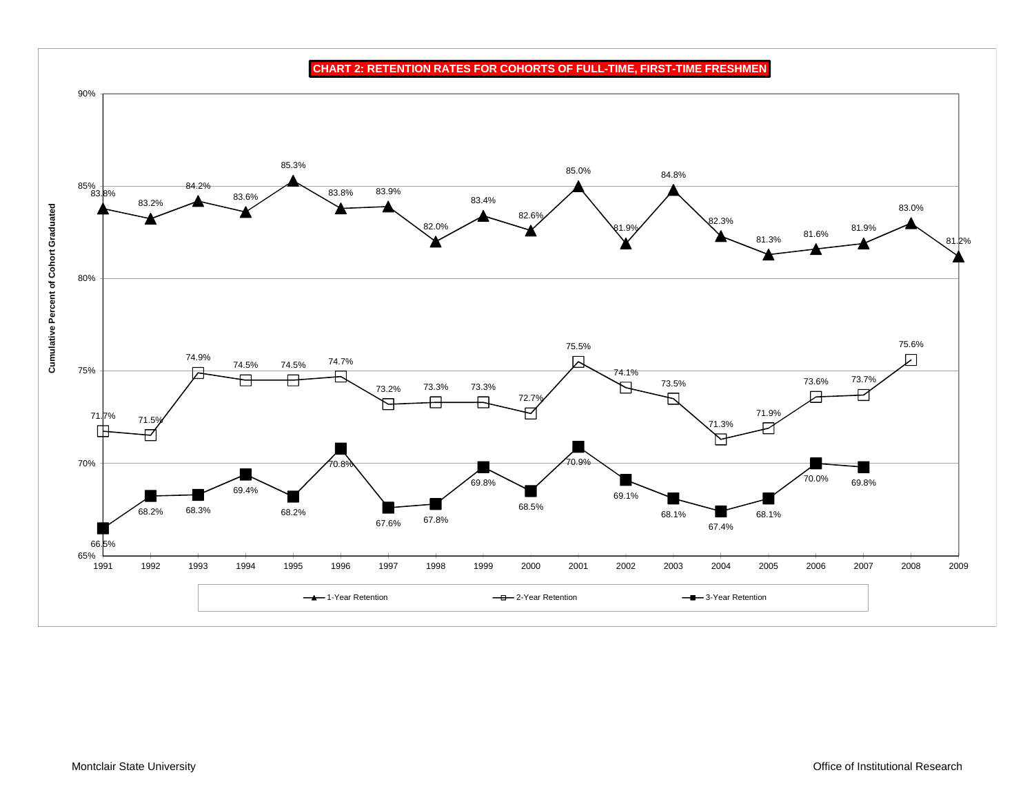**CHART 2: RETENTION RATES FOR COHORTS OF FULL-TIME, FIRST-TIME FRESHMEN**

| Cohort | 1-Year Retention | 2-Year Retention | 3-Year Retention |
|---|---|---|---|
| 1991 | 83.8% | 71.7% | 66.5% |
| 1992 | 83.2% | 71.5% | 68.2% |
| 1993 | 84.2% | 74.9% | 68.3% |
| 1994 | 83.6% | 74.5% | 69.4% |
| 1995 | 85.3% | 74.5% | 68.2% |
| 1996 | 83.8% | 74.7% | 70.8% |
| 1997 | 83.9% | 73.2% | 67.6% |
| 1998 | 82.0% | 73.3% | 67.8% |
| 1999 | 83.4% | 73.3% | 69.8% |
| 2000 | 82.6% | 72.7% | 68.5% |
| 2001 | 85.0% | 75.5% | 70.9% |
| 2002 | 81.9% | 74.1% | 69.1% |
| 2003 | 84.8% | 73.5% | 68.1% |
| 2004 | 82.3% | 71.3% | 67.4% |
| 2005 | 81.3% | 71.9% | 68.1% |
| 2006 | 81.6% | 73.6% | 70.0% |
| 2007 | 81.9% | 73.7% | 69.8% |
| 2008 | 83.0% | 75.6% | |
| 2009 | 81.2% | | |

Y-axis: Cumulative Percent of Cohort Graduated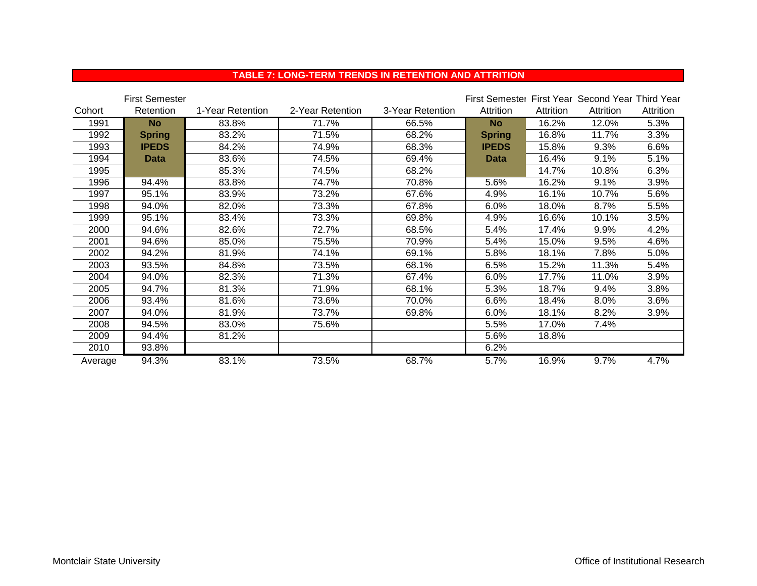## TABLE 7: LONG-TERM TRENDS IN RETENTION AND ATTRITION

| Cohort | First Semester Retention | 1-Year Retention | 2-Year Retention | 3-Year Retention | First Semester Attrition | First Year Attrition | Second Year Attrition | Third Year Attrition |
|---|---|---|---|---|---|---|---|---|
| 1991 | **No** | 83.8% | 71.7% | 66.5% | **No** | 16.2% | 12.0% | 5.3% |
| 1992 | **Spring** | 83.2% | 71.5% | 68.2% | **Spring** | 16.8% | 11.7% | 3.3% |
| 1993 | **IPEDS** | 84.2% | 74.9% | 68.3% | **IPEDS** | 15.8% | 9.3% | 6.6% |
| 1994 | **Data** | 83.6% | 74.5% | 69.4% | **Data** | 16.4% | 9.1% | 5.1% |
| 1995 | | 85.3% | 74.5% | 68.2% | | 14.7% | 10.8% | 6.3% |
| 1996 | 94.4% | 83.8% | 74.7% | 70.8% | 5.6% | 16.2% | 9.1% | 3.9% |
| 1997 | 95.1% | 83.9% | 73.2% | 67.6% | 4.9% | 16.1% | 10.7% | 5.6% |
| 1998 | 94.0% | 82.0% | 73.3% | 67.8% | 6.0% | 18.0% | 8.7% | 5.5% |
| 1999 | 95.1% | 83.4% | 73.3% | 69.8% | 4.9% | 16.6% | 10.1% | 3.5% |
| 2000 | 94.6% | 82.6% | 72.7% | 68.5% | 5.4% | 17.4% | 9.9% | 4.2% |
| 2001 | 94.6% | 85.0% | 75.5% | 70.9% | 5.4% | 15.0% | 9.5% | 4.6% |
| 2002 | 94.2% | 81.9% | 74.1% | 69.1% | 5.8% | 18.1% | 7.8% | 5.0% |
| 2003 | 93.5% | 84.8% | 73.5% | 68.1% | 6.5% | 15.2% | 11.3% | 5.4% |
| 2004 | 94.0% | 82.3% | 71.3% | 67.4% | 6.0% | 17.7% | 11.0% | 3.9% |
| 2005 | 94.7% | 81.3% | 71.9% | 68.1% | 5.3% | 18.7% | 9.4% | 3.8% |
| 2006 | 93.4% | 81.6% | 73.6% | 70.0% | 6.6% | 18.4% | 8.0% | 3.6% |
| 2007 | 94.0% | 81.9% | 73.7% | 69.8% | 6.0% | 18.1% | 8.2% | 3.9% |
| 2008 | 94.5% | 83.0% | 75.6% | | 5.5% | 17.0% | 7.4% | |
| 2009 | 94.4% | 81.2% | | | 5.6% | 18.8% | | |
| 2010 | 93.8% | | | | 6.2% | | | |
| Average | 94.3% | 83.1% | 73.5% | 68.7% | 5.7% | 16.9% | 9.7% | 4.7% |

Montclair State University — Office of Institutional Research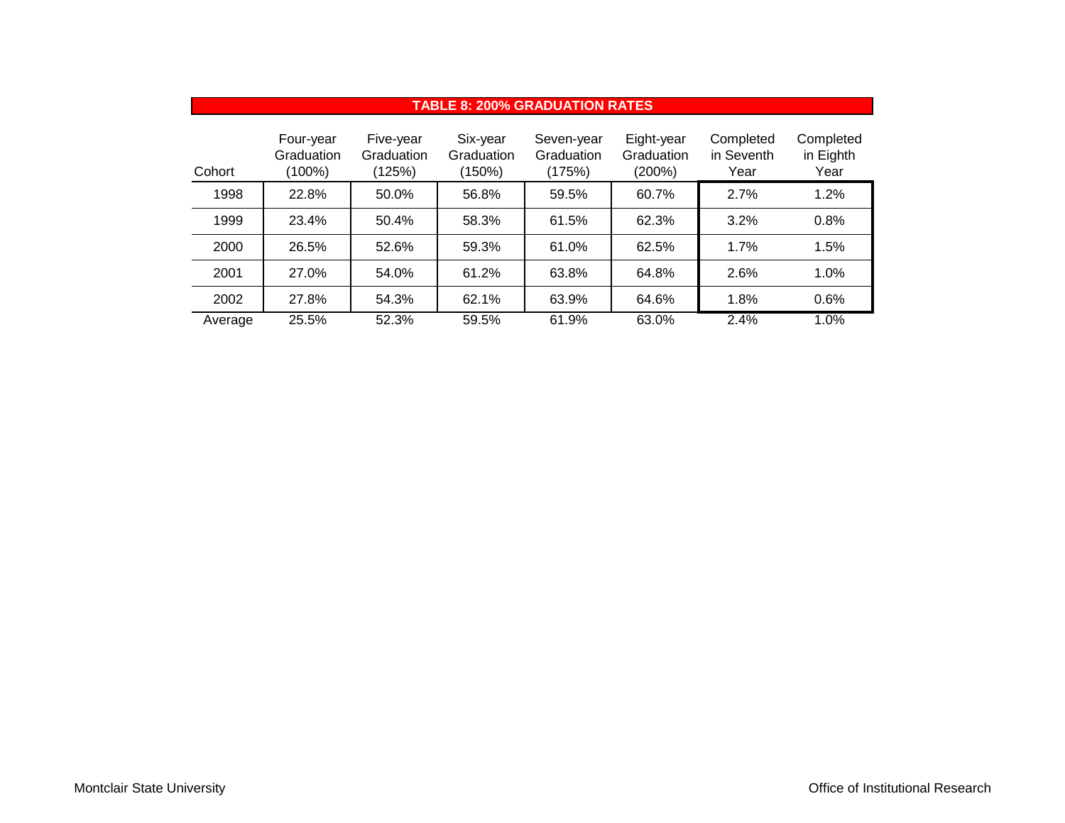**TABLE 8: 200% GRADUATION RATES**

| Cohort | Four-year Graduation (100%) | Five-year Graduation (125%) | Six-year Graduation (150%) | Seven-year Graduation (175%) | Eight-year Graduation (200%) | Completed in Seventh Year | Completed in Eighth Year |
|---|---|---|---|---|---|---|---|
| 1998 | 22.8% | 50.0% | 56.8% | 59.5% | 60.7% | 2.7% | 1.2% |
| 1999 | 23.4% | 50.4% | 58.3% | 61.5% | 62.3% | 3.2% | 0.8% |
| 2000 | 26.5% | 52.6% | 59.3% | 61.0% | 62.5% | 1.7% | 1.5% |
| 2001 | 27.0% | 54.0% | 61.2% | 63.8% | 64.8% | 2.6% | 1.0% |
| 2002 | 27.8% | 54.3% | 62.1% | 63.9% | 64.6% | 1.8% | 0.6% |
| Average | 25.5% | 52.3% | 59.5% | 61.9% | 63.0% | 2.4% | 1.0% |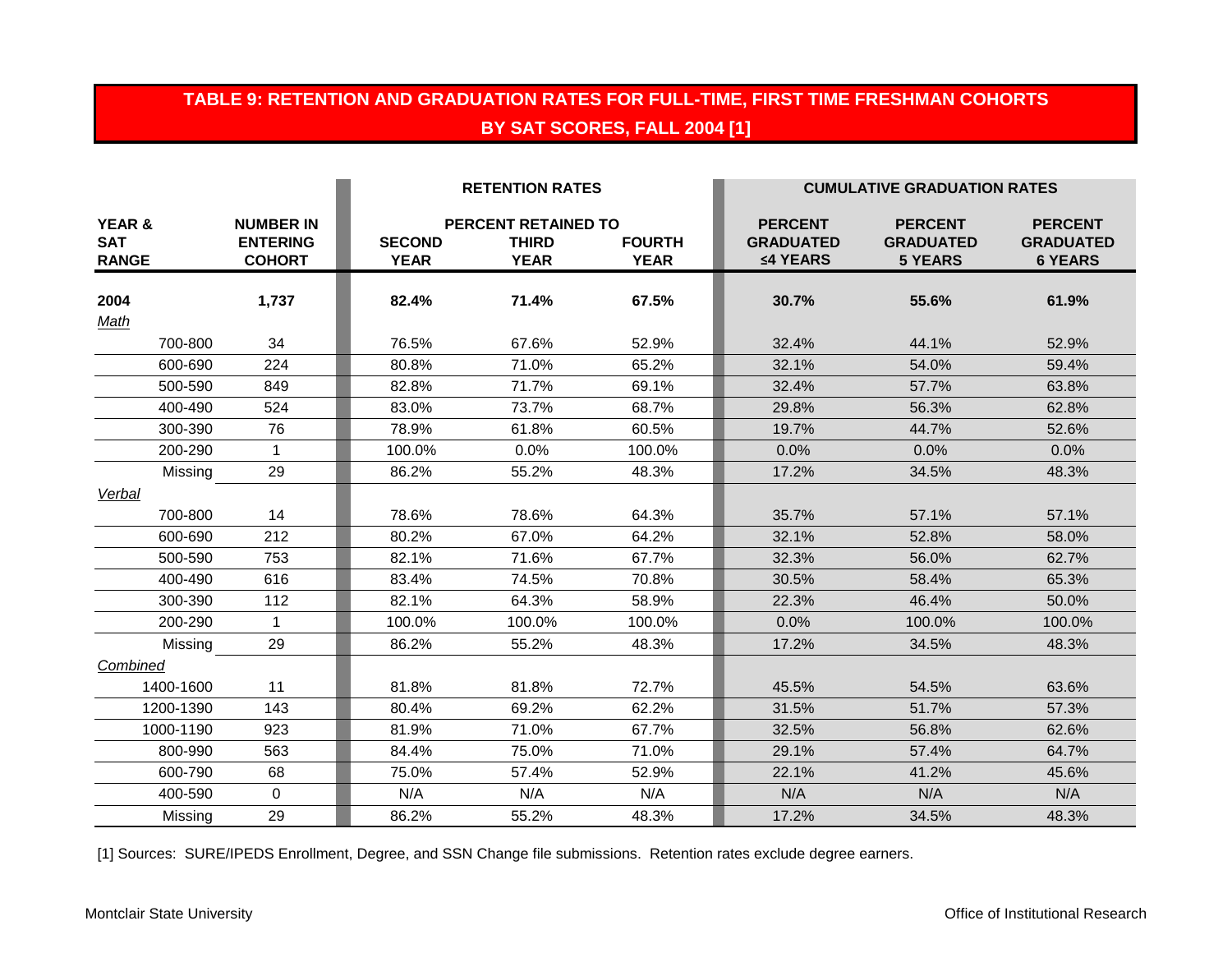## TABLE 9: RETENTION AND GRADUATION RATES FOR FULL-TIME, FIRST TIME FRESHMAN COHORTS BY SAT SCORES, FALL 2004 [1]

| YEAR & SAT RANGE | NUMBER IN ENTERING COHORT | RETENTION RATES | | | CUMULATIVE GRADUATION RATES | | |
|---|---|---|---|---|---|---|---|
| | | PERCENT RETAINED TO | | | | | |
| | | SECOND YEAR | THIRD YEAR | FOURTH YEAR | PERCENT GRADUATED ≤4 YEARS | PERCENT GRADUATED 5 YEARS | PERCENT GRADUATED 6 YEARS |
| **2004** | **1,737** | **82.4%** | **71.4%** | **67.5%** | **30.7%** | **55.6%** | **61.9%** |
| *Math* | | | | | | | |
| 700-800 | 34 | 76.5% | 67.6% | 52.9% | 32.4% | 44.1% | 52.9% |
| 600-690 | 224 | 80.8% | 71.0% | 65.2% | 32.1% | 54.0% | 59.4% |
| 500-590 | 849 | 82.8% | 71.7% | 69.1% | 32.4% | 57.7% | 63.8% |
| 400-490 | 524 | 83.0% | 73.7% | 68.7% | 29.8% | 56.3% | 62.8% |
| 300-390 | 76 | 78.9% | 61.8% | 60.5% | 19.7% | 44.7% | 52.6% |
| 200-290 | 1 | 100.0% | 0.0% | 100.0% | 0.0% | 0.0% | 0.0% |
| Missing | 29 | 86.2% | 55.2% | 48.3% | 17.2% | 34.5% | 48.3% |
| *Verbal* | | | | | | | |
| 700-800 | 14 | 78.6% | 78.6% | 64.3% | 35.7% | 57.1% | 57.1% |
| 600-690 | 212 | 80.2% | 67.0% | 64.2% | 32.1% | 52.8% | 58.0% |
| 500-590 | 753 | 82.1% | 71.6% | 67.7% | 32.3% | 56.0% | 62.7% |
| 400-490 | 616 | 83.4% | 74.5% | 70.8% | 30.5% | 58.4% | 65.3% |
| 300-390 | 112 | 82.1% | 64.3% | 58.9% | 22.3% | 46.4% | 50.0% |
| 200-290 | 1 | 100.0% | 100.0% | 100.0% | 0.0% | 100.0% | 100.0% |
| Missing | 29 | 86.2% | 55.2% | 48.3% | 17.2% | 34.5% | 48.3% |
| *Combined* | | | | | | | |
| 1400-1600 | 11 | 81.8% | 81.8% | 72.7% | 45.5% | 54.5% | 63.6% |
| 1200-1390 | 143 | 80.4% | 69.2% | 62.2% | 31.5% | 51.7% | 57.3% |
| 1000-1190 | 923 | 81.9% | 71.0% | 67.7% | 32.5% | 56.8% | 62.6% |
| 800-990 | 563 | 84.4% | 75.0% | 71.0% | 29.1% | 57.4% | 64.7% |
| 600-790 | 68 | 75.0% | 57.4% | 52.9% | 22.1% | 41.2% | 45.6% |
| 400-590 | 0 | N/A | N/A | N/A | N/A | N/A | N/A |
| Missing | 29 | 86.2% | 55.2% | 48.3% | 17.2% | 34.5% | 48.3% |

[1] Sources: SURE/IPEDS Enrollment, Degree, and SSN Change file submissions. Retention rates exclude degree earners.